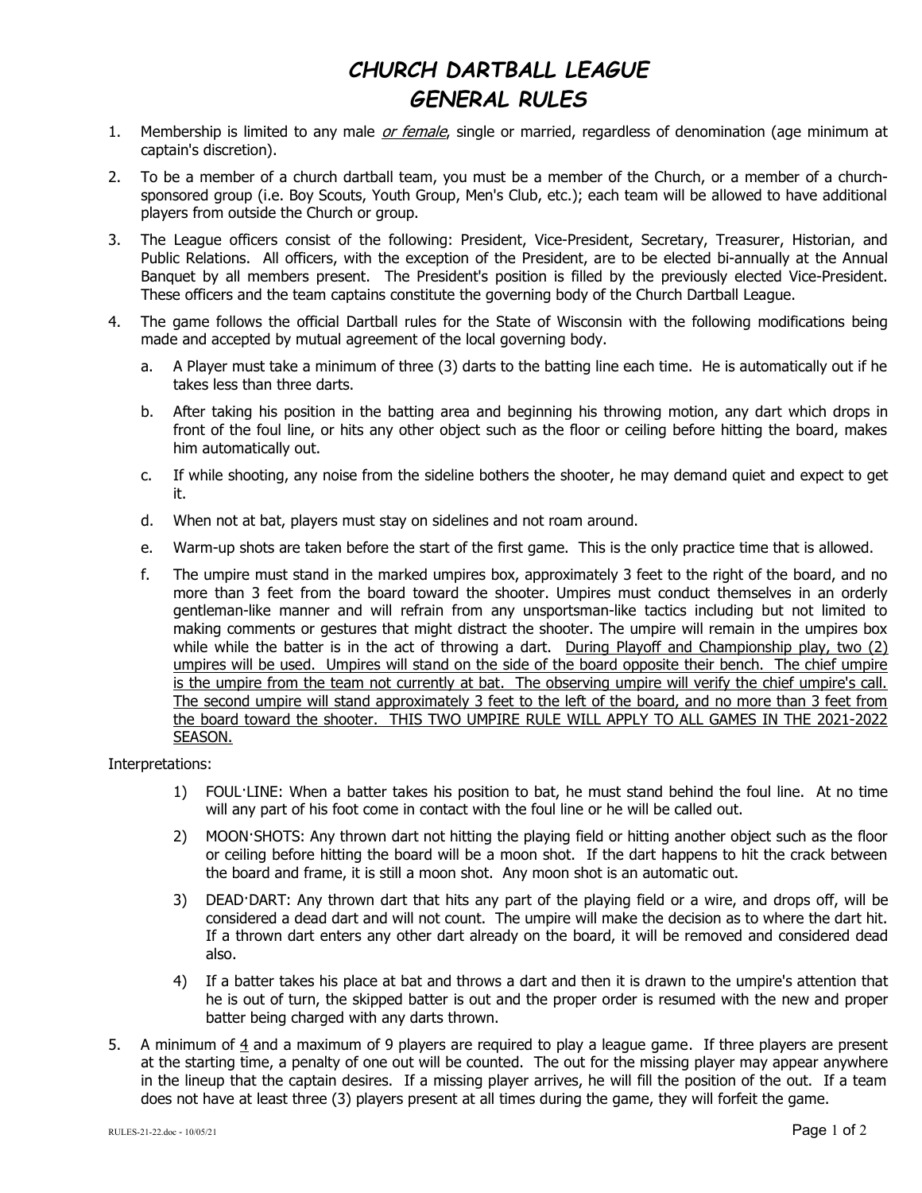# CHURCH DARTBALL LEAGUE
# GENERAL RULES

1. Membership is limited to any male *or female*, single or married, regardless of denomination (age minimum at captain's discretion).

2. To be a member of a church dartball team, you must be a member of the Church, or a member of a church-sponsored group (i.e. Boy Scouts, Youth Group, Men's Club, etc.); each team will be allowed to have additional players from outside the Church or group.

3. The League officers consist of the following: President, Vice-President, Secretary, Treasurer, Historian, and Public Relations. All officers, with the exception of the President, are to be elected bi-annually at the Annual Banquet by all members present. The President's position is filled by the previously elected Vice-President. These officers and the team captains constitute the governing body of the Church Dartball League.

4. The game follows the official Dartball rules for the State of Wisconsin with the following modifications being made and accepted by mutual agreement of the local governing body.

   a. A Player must take a minimum of three (3) darts to the batting line each time. He is automatically out if he takes less than three darts.

   b. After taking his position in the batting area and beginning his throwing motion, any dart which drops in front of the foul line, or hits any other object such as the floor or ceiling before hitting the board, makes him automatically out.

   c. If while shooting, any noise from the sideline bothers the shooter, he may demand quiet and expect to get it.

   d. When not at bat, players must stay on sidelines and not roam around.

   e. Warm-up shots are taken before the start of the first game. This is the only practice time that is allowed.

   f. The umpire must stand in the marked umpires box, approximately 3 feet to the right of the board, and no more than 3 feet from the board toward the shooter. Umpires must conduct themselves in an orderly gentleman-like manner and will refrain from any unsportsman-like tactics including but not limited to making comments or gestures that might distract the shooter. The umpire will remain in the umpires box while while the batter is in the act of throwing a dart. <u>During Playoff and Championship play, two (2) umpires will be used. Umpires will stand on the side of the board opposite their bench. The chief umpire is the umpire from the team not currently at bat. The observing umpire will verify the chief umpire's call. The second umpire will stand approximately 3 feet to the left of the board, and no more than 3 feet from the board toward the shooter. THIS TWO UMPIRE RULE WILL APPLY TO ALL GAMES IN THE 2021-2022 SEASON.</u>

Interpretations:

   1) FOUL·LINE: When a batter takes his position to bat, he must stand behind the foul line. At no time will any part of his foot come in contact with the foul line or he will be called out.

   2) MOON·SHOTS: Any thrown dart not hitting the playing field or hitting another object such as the floor or ceiling before hitting the board will be a moon shot. If the dart happens to hit the crack between the board and frame, it is still a moon shot. Any moon shot is an automatic out.

   3) DEAD·DART: Any thrown dart that hits any part of the playing field or a wire, and drops off, will be considered a dead dart and will not count. The umpire will make the decision as to where the dart hit. If a thrown dart enters any other dart already on the board, it will be removed and considered dead also.

   4) If a batter takes his place at bat and throws a dart and then it is drawn to the umpire's attention that he is out of turn, the skipped batter is out and the proper order is resumed with the new and proper batter being charged with any darts thrown.

5. A minimum of <u>4</u> and a maximum of 9 players are required to play a league game. If three players are present at the starting time, a penalty of one out will be counted. The out for the missing player may appear anywhere in the lineup that the captain desires. If a missing player arrives, he will fill the position of the out. If a team does not have at least three (3) players present at all times during the game, they will forfeit the game.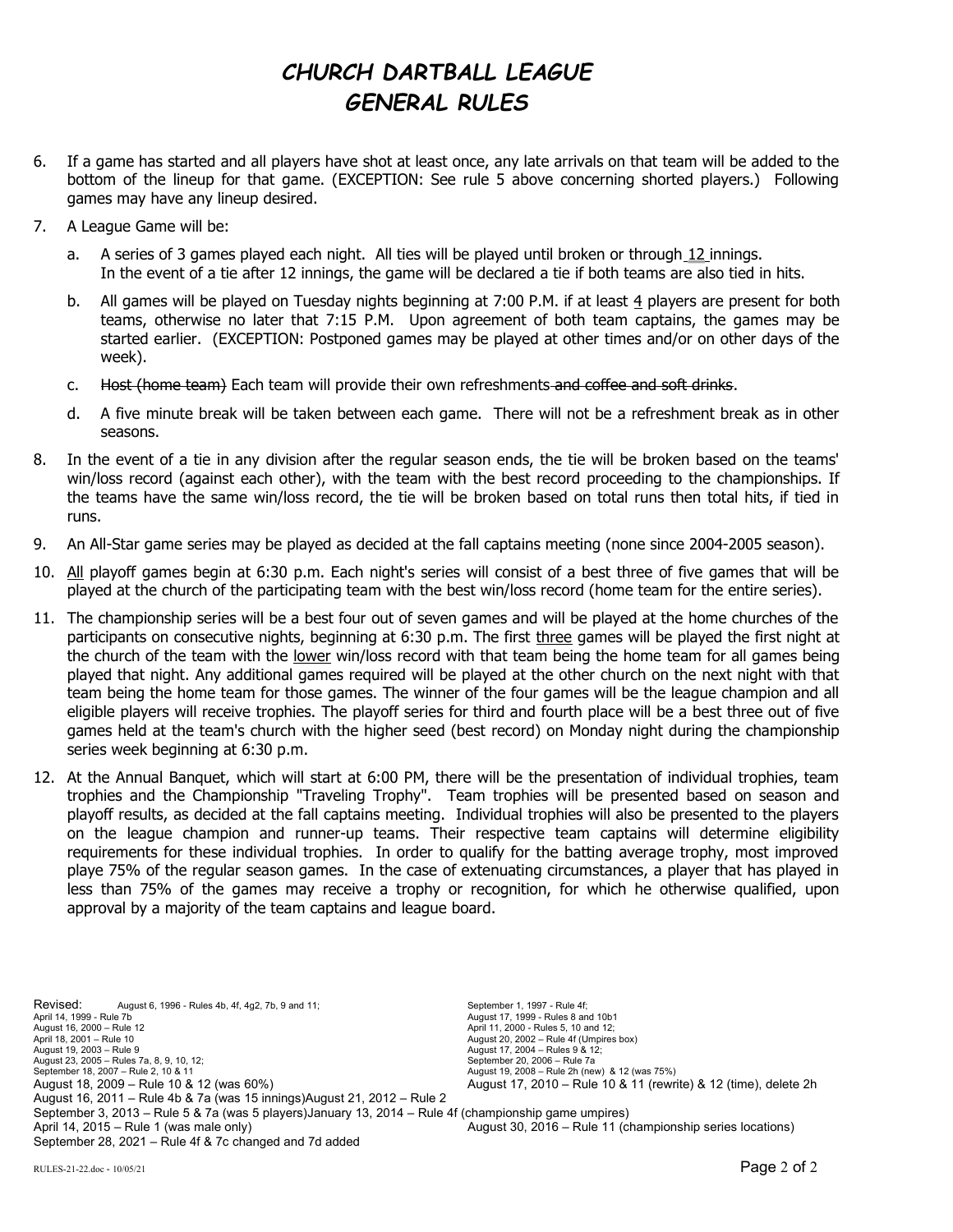# CHURCH DARTBALL LEAGUE
# GENERAL RULES

6. If a game has started and all players have shot at least once, any late arrivals on that team will be added to the bottom of the lineup for that game. (EXCEPTION: See rule 5 above concerning shorted players.) Following games may have any lineup desired.

7. A League Game will be:

   a. A series of 3 games played each night. All ties will be played until broken or through 12 innings. In the event of a tie after 12 innings, the game will be declared a tie if both teams are also tied in hits.

   b. All games will be played on Tuesday nights beginning at 7:00 P.M. if at least 4 players are present for both teams, otherwise no later that 7:15 P.M. Upon agreement of both team captains, the games may be started earlier. (EXCEPTION: Postponed games may be played at other times and/or on other days of the week).

   c. ~~Host (home team)~~ Each team will provide their own refreshments~~ and coffee and soft drinks~~.

   d. A five minute break will be taken between each game. There will not be a refreshment break as in other seasons.

8. In the event of a tie in any division after the regular season ends, the tie will be broken based on the teams' win/loss record (against each other), with the team with the best record proceeding to the championships. If the teams have the same win/loss record, the tie will be broken based on total runs then total hits, if tied in runs.

9. An All-Star game series may be played as decided at the fall captains meeting (none since 2004-2005 season).

10. All playoff games begin at 6:30 p.m. Each night's series will consist of a best three of five games that will be played at the church of the participating team with the best win/loss record (home team for the entire series).

11. The championship series will be a best four out of seven games and will be played at the home churches of the participants on consecutive nights, beginning at 6:30 p.m. The first three games will be played the first night at the church of the team with the lower win/loss record with that team being the home team for all games being played that night. Any additional games required will be played at the other church on the next night with that team being the home team for those games. The winner of the four games will be the league champion and all eligible players will receive trophies. The playoff series for third and fourth place will be a best three out of five games held at the team's church with the higher seed (best record) on Monday night during the championship series week beginning at 6:30 p.m.

12. At the Annual Banquet, which will start at 6:00 PM, there will be the presentation of individual trophies, team trophies and the Championship "Traveling Trophy". Team trophies will be presented based on season and playoff results, as decided at the fall captains meeting. Individual trophies will also be presented to the players on the league champion and runner-up teams. Their respective team captains will determine eligibility requirements for these individual trophies. In order to qualify for the batting average trophy, most improved playe 75% of the regular season games. In the case of extenuating circumstances, a player that has played in less than 75% of the games may receive a trophy or recognition, for which he otherwise qualified, upon approval by a majority of the team captains and league board.

Revised: August 6, 1996 - Rules 4b, 4f, 4g2, 7b, 9 and 11;
September 1, 1997 - Rule 4f;
April 14, 1999 - Rule 7b
August 17, 1999 - Rules 8 and 10b1
August 16, 2000 – Rule 12
April 11, 2000 - Rules 5, 10 and 12;
April 18, 2001 – Rule 10
August 20, 2002 – Rule 4f (Umpires box)
August 19, 2003 – Rule 9
August 17, 2004 – Rules 9 & 12;
August 23, 2005 – Rules 7a, 8, 9, 10, 12;
September 20, 2006 – Rule 7a
September 18, 2007 – Rule 2, 10 & 11
August 19, 2008 – Rule 2h (new) & 12 (was 75%)
August 18, 2009 – Rule 10 & 12 (was 60%)
August 17, 2010 – Rule 10 & 11 (rewrite) & 12 (time), delete 2h
August 16, 2011 – Rule 4b & 7a (was 15 innings)
August 21, 2012 – Rule 2
September 3, 2013 – Rule 5 & 7a (was 5 players)
January 13, 2014 – Rule 4f (championship game umpires)
April 14, 2015 – Rule 1 (was male only)
August 30, 2016 – Rule 11 (championship series locations)
September 28, 2021 – Rule 4f & 7c changed and 7d added

RULES-21-22.doc - 10/05/21